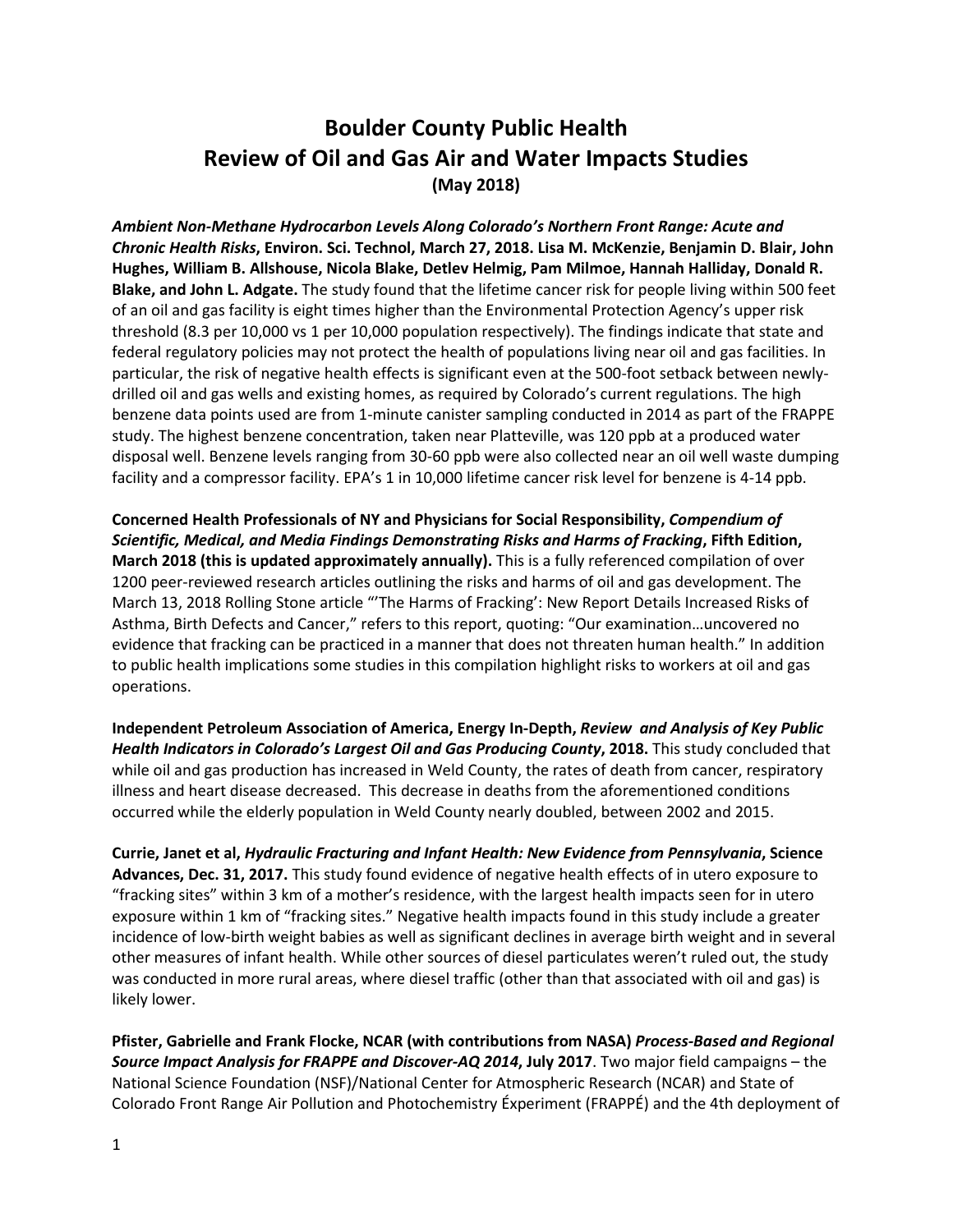# Boulder County Public Health
# Review of Oil and Gas Air and Water Impacts Studies
**(May 2018)**

***Ambient Non-Methane Hydrocarbon Levels Along Colorado's Northern Front Range: Acute and Chronic Health Risks*, Environ. Sci. Technol, March 27, 2018. Lisa M. McKenzie, Benjamin D. Blair, John Hughes, William B. Allshouse, Nicola Blake, Detlev Helmig, Pam Milmoe, Hannah Halliday, Donald R. Blake, and John L. Adgate.** The study found that the lifetime cancer risk for people living within 500 feet of an oil and gas facility is eight times higher than the Environmental Protection Agency's upper risk threshold (8.3 per 10,000 vs 1 per 10,000 population respectively). The findings indicate that state and federal regulatory policies may not protect the health of populations living near oil and gas facilities. In particular, the risk of negative health effects is significant even at the 500-foot setback between newly-drilled oil and gas wells and existing homes, as required by Colorado's current regulations. The high benzene data points used are from 1-minute canister sampling conducted in 2014 as part of the FRAPPE study. The highest benzene concentration, taken near Platteville, was 120 ppb at a produced water disposal well. Benzene levels ranging from 30-60 ppb were also collected near an oil well waste dumping facility and a compressor facility. EPA's 1 in 10,000 lifetime cancer risk level for benzene is 4-14 ppb.

**Concerned Health Professionals of NY and Physicians for Social Responsibility, *Compendium of Scientific, Medical, and Media Findings Demonstrating Risks and Harms of Fracking*, Fifth Edition, March 2018 (this is updated approximately annually).** This is a fully referenced compilation of over 1200 peer-reviewed research articles outlining the risks and harms of oil and gas development. The March 13, 2018 Rolling Stone article "'The Harms of Fracking': New Report Details Increased Risks of Asthma, Birth Defects and Cancer," refers to this report, quoting: "Our examination…uncovered no evidence that fracking can be practiced in a manner that does not threaten human health." In addition to public health implications some studies in this compilation highlight risks to workers at oil and gas operations.

**Independent Petroleum Association of America, Energy In-Depth, *Review and Analysis of Key Public Health Indicators in Colorado's Largest Oil and Gas Producing County*, 2018.** This study concluded that while oil and gas production has increased in Weld County, the rates of death from cancer, respiratory illness and heart disease decreased. This decrease in deaths from the aforementioned conditions occurred while the elderly population in Weld County nearly doubled, between 2002 and 2015.

**Currie, Janet et al, *Hydraulic Fracturing and Infant Health: New Evidence from Pennsylvania*, Science Advances, Dec. 31, 2017.** This study found evidence of negative health effects of in utero exposure to "fracking sites" within 3 km of a mother's residence, with the largest health impacts seen for in utero exposure within 1 km of "fracking sites." Negative health impacts found in this study include a greater incidence of low-birth weight babies as well as significant declines in average birth weight and in several other measures of infant health. While other sources of diesel particulates weren't ruled out, the study was conducted in more rural areas, where diesel traffic (other than that associated with oil and gas) is likely lower.

**Pfister, Gabrielle and Frank Flocke, NCAR (with contributions from NASA) *Process-Based and Regional Source Impact Analysis for FRAPPE and Discover-AQ 2014*, July 2017**. Two major field campaigns – the National Science Foundation (NSF)/National Center for Atmospheric Research (NCAR) and State of Colorado Front Range Air Pollution and Photochemistry Éxperiment (FRAPPÉ) and the 4th deployment of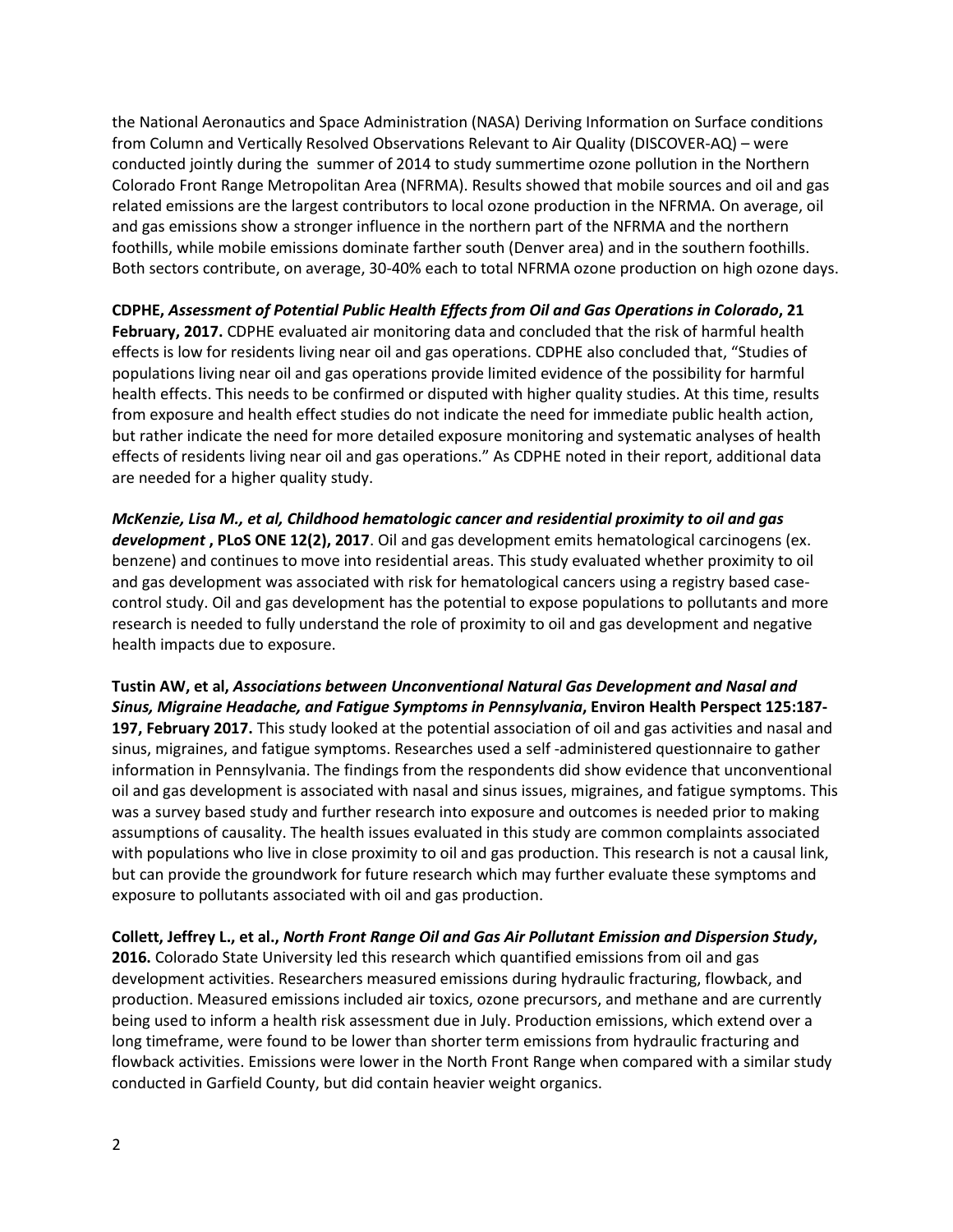the National Aeronautics and Space Administration (NASA) Deriving Information on Surface conditions from Column and Vertically Resolved Observations Relevant to Air Quality (DISCOVER-AQ) – were conducted jointly during the summer of 2014 to study summertime ozone pollution in the Northern Colorado Front Range Metropolitan Area (NFRMA). Results showed that mobile sources and oil and gas related emissions are the largest contributors to local ozone production in the NFRMA. On average, oil and gas emissions show a stronger influence in the northern part of the NFRMA and the northern foothills, while mobile emissions dominate farther south (Denver area) and in the southern foothills. Both sectors contribute, on average, 30-40% each to total NFRMA ozone production on high ozone days.

**CDPHE, *Assessment of Potential Public Health Effects from Oil and Gas Operations in Colorado*, 21 February, 2017.** CDPHE evaluated air monitoring data and concluded that the risk of harmful health effects is low for residents living near oil and gas operations. CDPHE also concluded that, "Studies of populations living near oil and gas operations provide limited evidence of the possibility for harmful health effects. This needs to be confirmed or disputed with higher quality studies. At this time, results from exposure and health effect studies do not indicate the need for immediate public health action, but rather indicate the need for more detailed exposure monitoring and systematic analyses of health effects of residents living near oil and gas operations." As CDPHE noted in their report, additional data are needed for a higher quality study.

***McKenzie, Lisa M., et al, Childhood hematologic cancer and residential proximity to oil and gas development* , PLoS ONE 12(2), 2017**. Oil and gas development emits hematological carcinogens (ex. benzene) and continues to move into residential areas. This study evaluated whether proximity to oil and gas development was associated with risk for hematological cancers using a registry based case-control study. Oil and gas development has the potential to expose populations to pollutants and more research is needed to fully understand the role of proximity to oil and gas development and negative health impacts due to exposure.

**Tustin AW, et al, *Associations between Unconventional Natural Gas Development and Nasal and Sinus, Migraine Headache, and Fatigue Symptoms in Pennsylvania*, Environ Health Perspect 125:187-197, February 2017.** This study looked at the potential association of oil and gas activities and nasal and sinus, migraines, and fatigue symptoms. Researches used a self -administered questionnaire to gather information in Pennsylvania. The findings from the respondents did show evidence that unconventional oil and gas development is associated with nasal and sinus issues, migraines, and fatigue symptoms. This was a survey based study and further research into exposure and outcomes is needed prior to making assumptions of causality. The health issues evaluated in this study are common complaints associated with populations who live in close proximity to oil and gas production. This research is not a causal link, but can provide the groundwork for future research which may further evaluate these symptoms and exposure to pollutants associated with oil and gas production.

**Collett, Jeffrey L., et al., *North Front Range Oil and Gas Air Pollutant Emission and Dispersion Study*, 2016.** Colorado State University led this research which quantified emissions from oil and gas development activities. Researchers measured emissions during hydraulic fracturing, flowback, and production. Measured emissions included air toxics, ozone precursors, and methane and are currently being used to inform a health risk assessment due in July. Production emissions, which extend over a long timeframe, were found to be lower than shorter term emissions from hydraulic fracturing and flowback activities. Emissions were lower in the North Front Range when compared with a similar study conducted in Garfield County, but did contain heavier weight organics.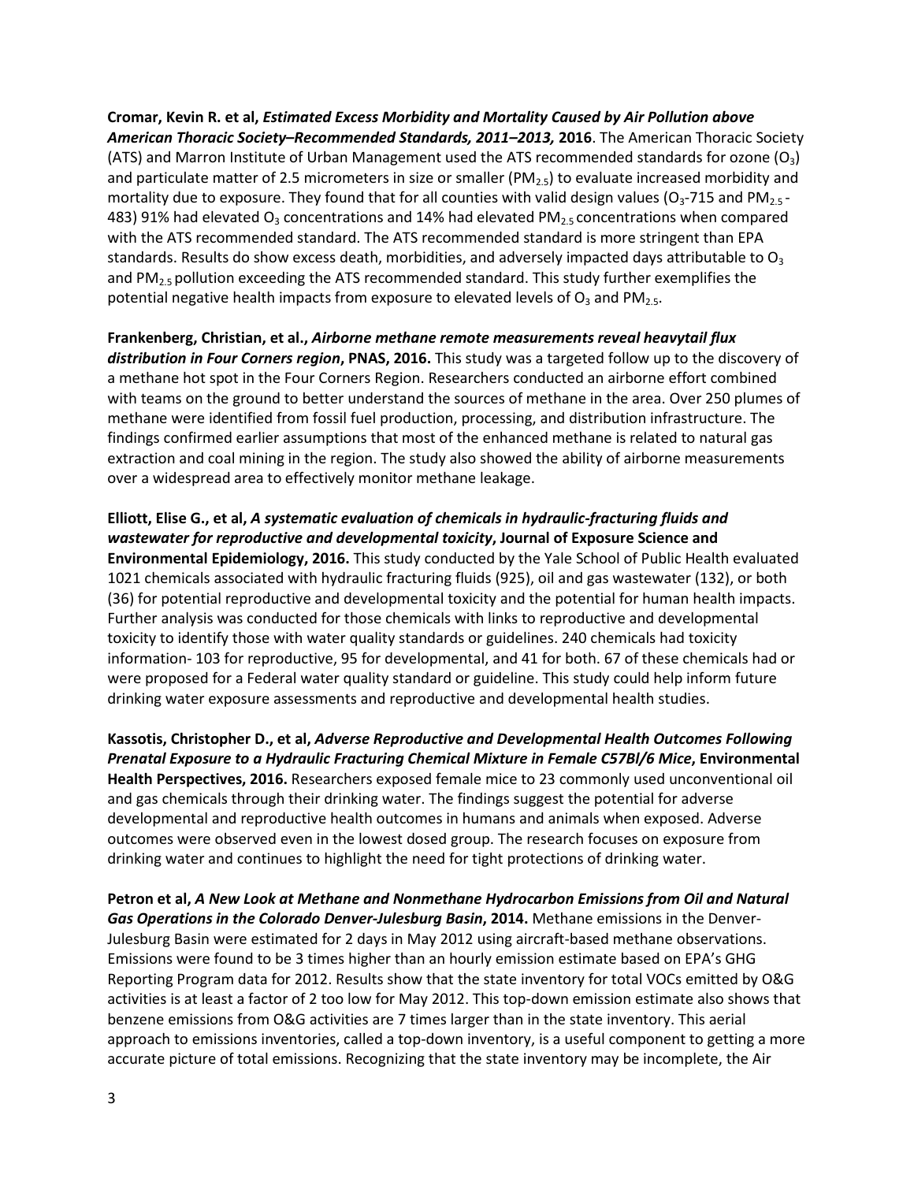**Cromar, Kevin R. et al, *Estimated Excess Morbidity and Mortality Caused by Air Pollution above American Thoracic Society–Recommended Standards, 2011–2013,* 2016**. The American Thoracic Society (ATS) and Marron Institute of Urban Management used the ATS recommended standards for ozone ($O_3$) and particulate matter of 2.5 micrometers in size or smaller ($PM_{2.5}$) to evaluate increased morbidity and mortality due to exposure. They found that for all counties with valid design values ($O_3$-715 and $PM_{2.5}$ - 483) 91% had elevated $O_3$ concentrations and 14% had elevated $PM_{2.5}$ concentrations when compared with the ATS recommended standard. The ATS recommended standard is more stringent than EPA standards. Results do show excess death, morbidities, and adversely impacted days attributable to $O_3$ and $PM_{2.5}$ pollution exceeding the ATS recommended standard. This study further exemplifies the potential negative health impacts from exposure to elevated levels of $O_3$ and $PM_{2.5}$.

**Frankenberg, Christian, et al., *Airborne methane remote measurements reveal heavytail flux distribution in Four Corners region*, PNAS, 2016.** This study was a targeted follow up to the discovery of a methane hot spot in the Four Corners Region. Researchers conducted an airborne effort combined with teams on the ground to better understand the sources of methane in the area. Over 250 plumes of methane were identified from fossil fuel production, processing, and distribution infrastructure. The findings confirmed earlier assumptions that most of the enhanced methane is related to natural gas extraction and coal mining in the region. The study also showed the ability of airborne measurements over a widespread area to effectively monitor methane leakage.

**Elliott, Elise G., et al, *A systematic evaluation of chemicals in hydraulic-fracturing fluids and wastewater for reproductive and developmental toxicity*, Journal of Exposure Science and Environmental Epidemiology, 2016.** This study conducted by the Yale School of Public Health evaluated 1021 chemicals associated with hydraulic fracturing fluids (925), oil and gas wastewater (132), or both (36) for potential reproductive and developmental toxicity and the potential for human health impacts. Further analysis was conducted for those chemicals with links to reproductive and developmental toxicity to identify those with water quality standards or guidelines. 240 chemicals had toxicity information- 103 for reproductive, 95 for developmental, and 41 for both. 67 of these chemicals had or were proposed for a Federal water quality standard or guideline. This study could help inform future drinking water exposure assessments and reproductive and developmental health studies.

**Kassotis, Christopher D., et al, *Adverse Reproductive and Developmental Health Outcomes Following Prenatal Exposure to a Hydraulic Fracturing Chemical Mixture in Female C57Bl/6 Mice*, Environmental Health Perspectives, 2016.** Researchers exposed female mice to 23 commonly used unconventional oil and gas chemicals through their drinking water. The findings suggest the potential for adverse developmental and reproductive health outcomes in humans and animals when exposed. Adverse outcomes were observed even in the lowest dosed group. The research focuses on exposure from drinking water and continues to highlight the need for tight protections of drinking water.

**Petron et al, *A New Look at Methane and Nonmethane Hydrocarbon Emissions from Oil and Natural Gas Operations in the Colorado Denver-Julesburg Basin*, 2014.** Methane emissions in the Denver-Julesburg Basin were estimated for 2 days in May 2012 using aircraft-based methane observations. Emissions were found to be 3 times higher than an hourly emission estimate based on EPA's GHG Reporting Program data for 2012. Results show that the state inventory for total VOCs emitted by O&G activities is at least a factor of 2 too low for May 2012. This top-down emission estimate also shows that benzene emissions from O&G activities are 7 times larger than in the state inventory. This aerial approach to emissions inventories, called a top-down inventory, is a useful component to getting a more accurate picture of total emissions. Recognizing that the state inventory may be incomplete, the Air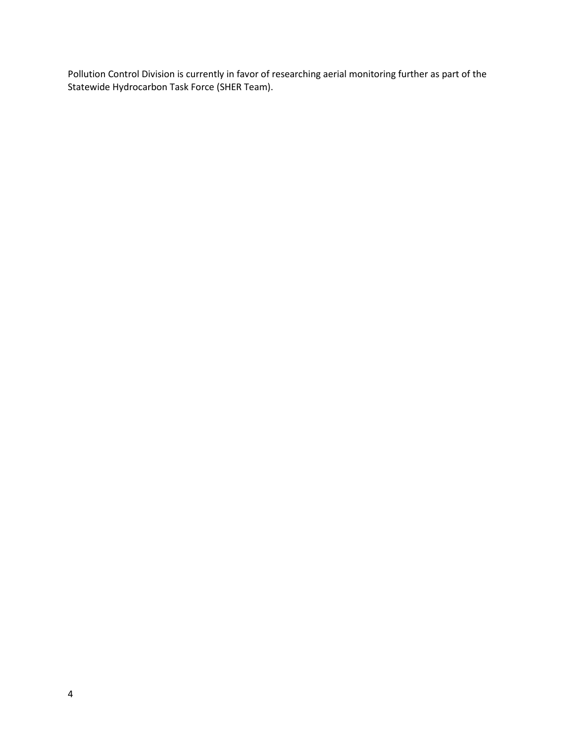Pollution Control Division is currently in favor of researching aerial monitoring further as part of the Statewide Hydrocarbon Task Force (SHER Team).